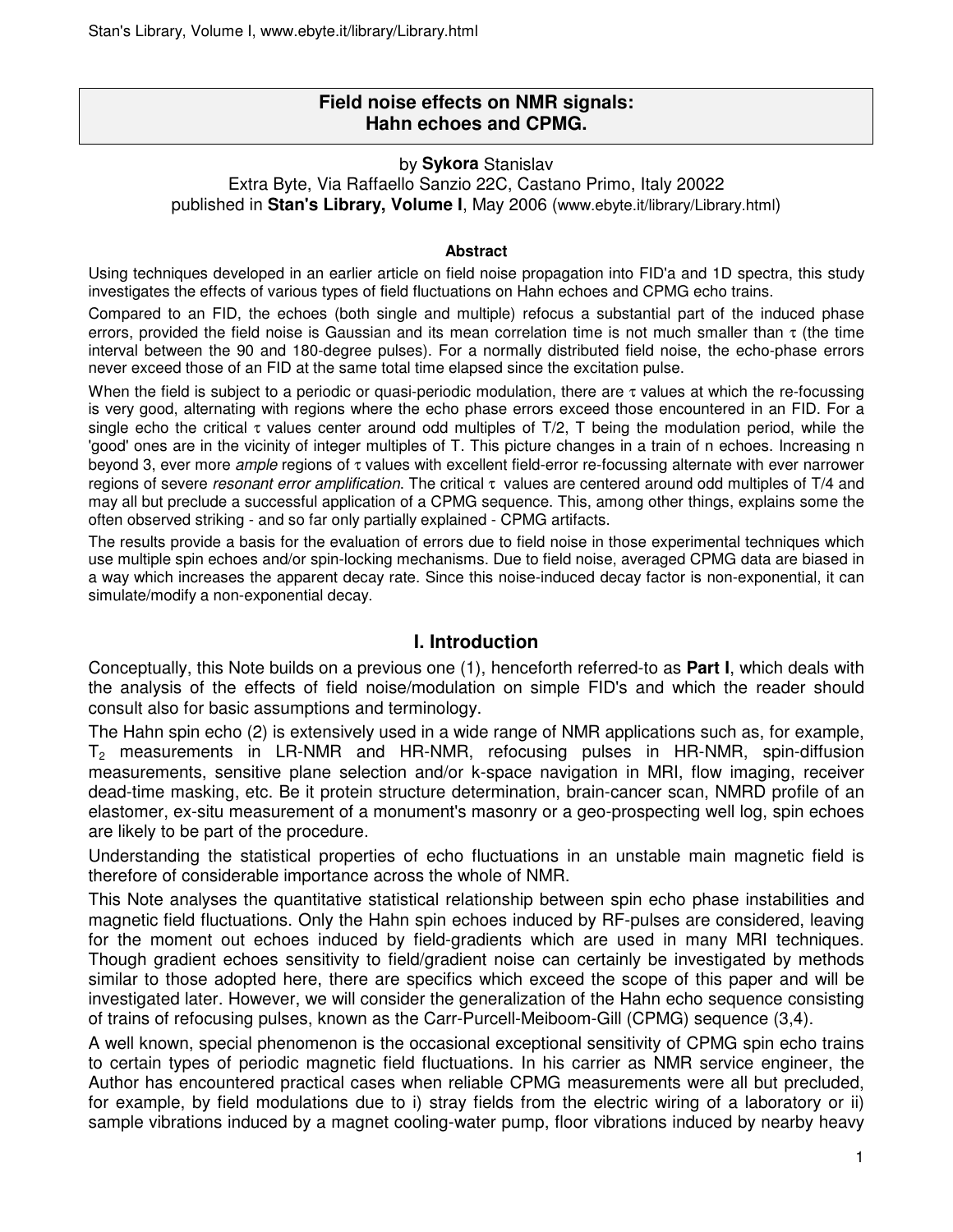# Field noise effects on NMR signals: Hahn echoes and CPMG.

by **Sykora** Stanislav
Extra Byte, Via Raffaello Sanzio 22C, Castano Primo, Italy 20022
published in **Stan's Library, Volume I**, May 2006 (www.ebyte.it/library/Library.html)

#### Abstract

Using techniques developed in an earlier article on field noise propagation into FID'a and 1D spectra, this study investigates the effects of various types of field fluctuations on Hahn echoes and CPMG echo trains.

Compared to an FID, the echoes (both single and multiple) refocus a substantial part of the induced phase errors, provided the field noise is Gaussian and its mean correlation time is not much smaller than $\tau$ (the time interval between the 90 and 180-degree pulses). For a normally distributed field noise, the echo-phase errors never exceed those of an FID at the same total time elapsed since the excitation pulse.

When the field is subject to a periodic or quasi-periodic modulation, there are $\tau$ values at which the re-focussing is very good, alternating with regions where the echo phase errors exceed those encountered in an FID. For a single echo the critical $\tau$ values center around odd multiples of T/2, T being the modulation period, while the 'good' ones are in the vicinity of integer multiples of T. This picture changes in a train of n echoes. Increasing n beyond 3, ever more *ample* regions of $\tau$ values with excellent field-error re-focussing alternate with ever narrower regions of severe *resonant error amplification.* The critical $\tau$ values are centered around odd multiples of T/4 and may all but preclude a successful application of a CPMG sequence. This, among other things, explains some the often observed striking - and so far only partially explained - CPMG artifacts.

The results provide a basis for the evaluation of errors due to field noise in those experimental techniques which use multiple spin echoes and/or spin-locking mechanisms. Due to field noise, averaged CPMG data are biased in a way which increases the apparent decay rate. Since this noise-induced decay factor is non-exponential, it can simulate/modify a non-exponential decay.

## I. Introduction

Conceptually, this Note builds on a previous one (1), henceforth referred-to as **Part I**, which deals with the analysis of the effects of field noise/modulation on simple FID's and which the reader should consult also for basic assumptions and terminology.

The Hahn spin echo (2) is extensively used in a wide range of NMR applications such as, for example, $T_2$ measurements in LR-NMR and HR-NMR, refocusing pulses in HR-NMR, spin-diffusion measurements, sensitive plane selection and/or k-space navigation in MRI, flow imaging, receiver dead-time masking, etc. Be it protein structure determination, brain-cancer scan, NMRD profile of an elastomer, ex-situ measurement of a monument's masonry or a geo-prospecting well log, spin echoes are likely to be part of the procedure.

Understanding the statistical properties of echo fluctuations in an unstable main magnetic field is therefore of considerable importance across the whole of NMR.

This Note analyses the quantitative statistical relationship between spin echo phase instabilities and magnetic field fluctuations. Only the Hahn spin echoes induced by RF-pulses are considered, leaving for the moment out echoes induced by field-gradients which are used in many MRI techniques. Though gradient echoes sensitivity to field/gradient noise can certainly be investigated by methods similar to those adopted here, there are specifics which exceed the scope of this paper and will be investigated later. However, we will consider the generalization of the Hahn echo sequence consisting of trains of refocusing pulses, known as the Carr-Purcell-Meiboom-Gill (CPMG) sequence (3,4).

A well known, special phenomenon is the occasional exceptional sensitivity of CPMG spin echo trains to certain types of periodic magnetic field fluctuations. In his carrier as NMR service engineer, the Author has encountered practical cases when reliable CPMG measurements were all but precluded, for example, by field modulations due to i) stray fields from the electric wiring of a laboratory or ii) sample vibrations induced by a magnet cooling-water pump, floor vibrations induced by nearby heavy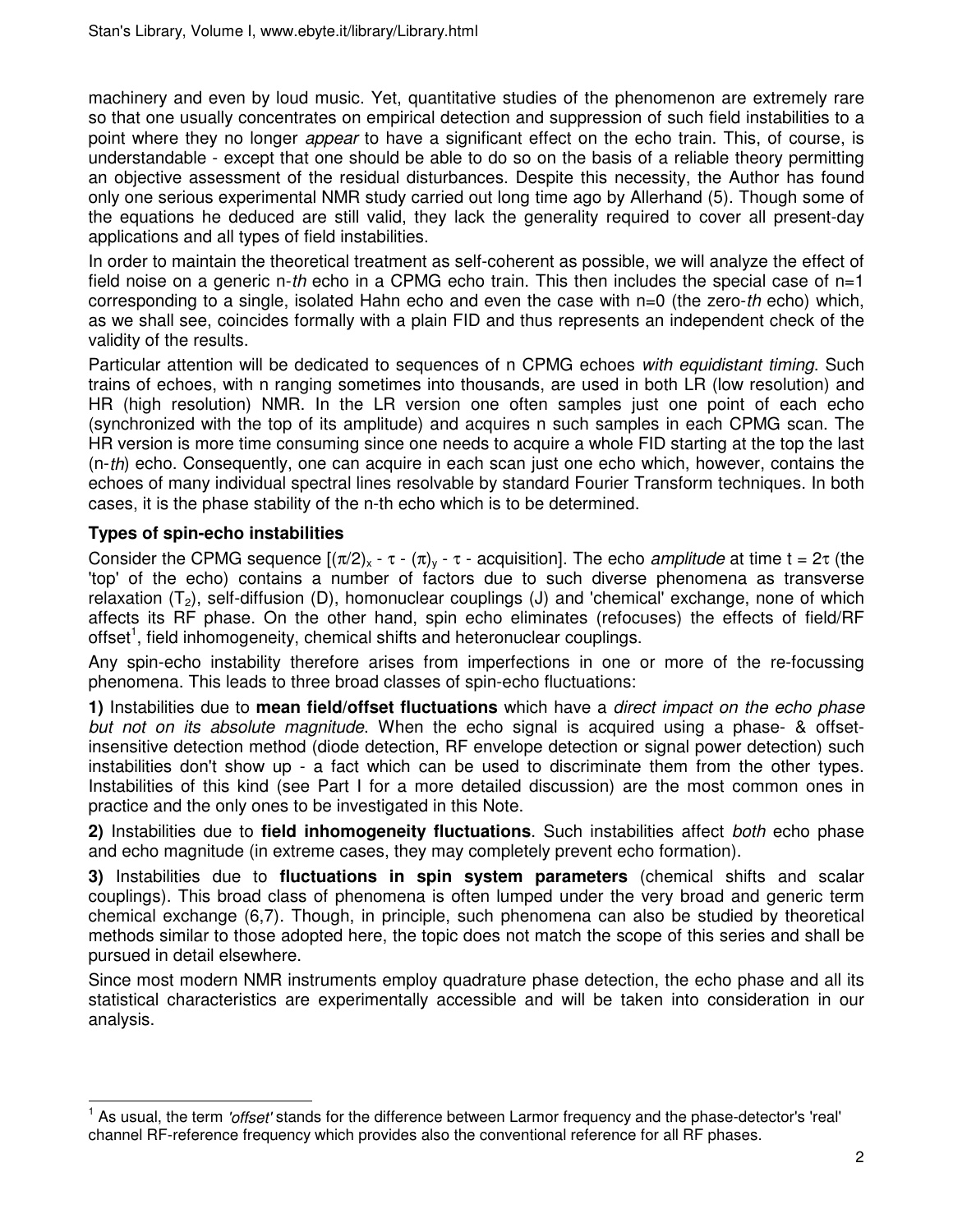machinery and even by loud music. Yet, quantitative studies of the phenomenon are extremely rare so that one usually concentrates on empirical detection and suppression of such field instabilities to a point where they no longer *appear* to have a significant effect on the echo train. This, of course, is understandable - except that one should be able to do so on the basis of a reliable theory permitting an objective assessment of the residual disturbances. Despite this necessity, the Author has found only one serious experimental NMR study carried out long time ago by Allerhand (5). Though some of the equations he deduced are still valid, they lack the generality required to cover all present-day applications and all types of field instabilities.

In order to maintain the theoretical treatment as self-coherent as possible, we will analyze the effect of field noise on a generic n-*th* echo in a CPMG echo train. This then includes the special case of n=1 corresponding to a single, isolated Hahn echo and even the case with n=0 (the zero-*th* echo) which, as we shall see, coincides formally with a plain FID and thus represents an independent check of the validity of the results.

Particular attention will be dedicated to sequences of n CPMG echoes *with equidistant timing*. Such trains of echoes, with n ranging sometimes into thousands, are used in both LR (low resolution) and HR (high resolution) NMR. In the LR version one often samples just one point of each echo (synchronized with the top of its amplitude) and acquires n such samples in each CPMG scan. The HR version is more time consuming since one needs to acquire a whole FID starting at the top the last (n-*th*) echo. Consequently, one can acquire in each scan just one echo which, however, contains the echoes of many individual spectral lines resolvable by standard Fourier Transform techniques. In both cases, it is the phase stability of the n-th echo which is to be determined.

### Types of spin-echo instabilities

Consider the CPMG sequence $[(\pi/2)_x - \tau - (\pi)_y - \tau$ - acquisition]. The echo *amplitude* at time $t = 2\tau$ (the 'top' of the echo) contains a number of factors due to such diverse phenomena as transverse relaxation ($T_2$), self-diffusion (D), homonuclear couplings (J) and 'chemical' exchange, none of which affects its RF phase. On the other hand, spin echo eliminates (refocuses) the effects of field/RF offset[1], field inhomogeneity, chemical shifts and heteronuclear couplings.

Any spin-echo instability therefore arises from imperfections in one or more of the re-focussing phenomena. This leads to three broad classes of spin-echo fluctuations:

**1)** Instabilities due to **mean field/offset fluctuations** which have a *direct impact on the echo phase but not on its absolute magnitude*. When the echo signal is acquired using a phase- & offset-insensitive detection method (diode detection, RF envelope detection or signal power detection) such instabilities don't show up - a fact which can be used to discriminate them from the other types. Instabilities of this kind (see Part I for a more detailed discussion) are the most common ones in practice and the only ones to be investigated in this Note.

**2)** Instabilities due to **field inhomogeneity fluctuations**. Such instabilities affect *both* echo phase and echo magnitude (in extreme cases, they may completely prevent echo formation).

**3)** Instabilities due to **fluctuations in spin system parameters** (chemical shifts and scalar couplings). This broad class of phenomena is often lumped under the very broad and generic term chemical exchange (6,7). Though, in principle, such phenomena can also be studied by theoretical methods similar to those adopted here, the topic does not match the scope of this series and shall be pursued in detail elsewhere.

Since most modern NMR instruments employ quadrature phase detection, the echo phase and all its statistical characteristics are experimentally accessible and will be taken into consideration in our analysis.

---

[1] As usual, the term *'offset'* stands for the difference between Larmor frequency and the phase-detector's 'real' channel RF-reference frequency which provides also the conventional reference for all RF phases.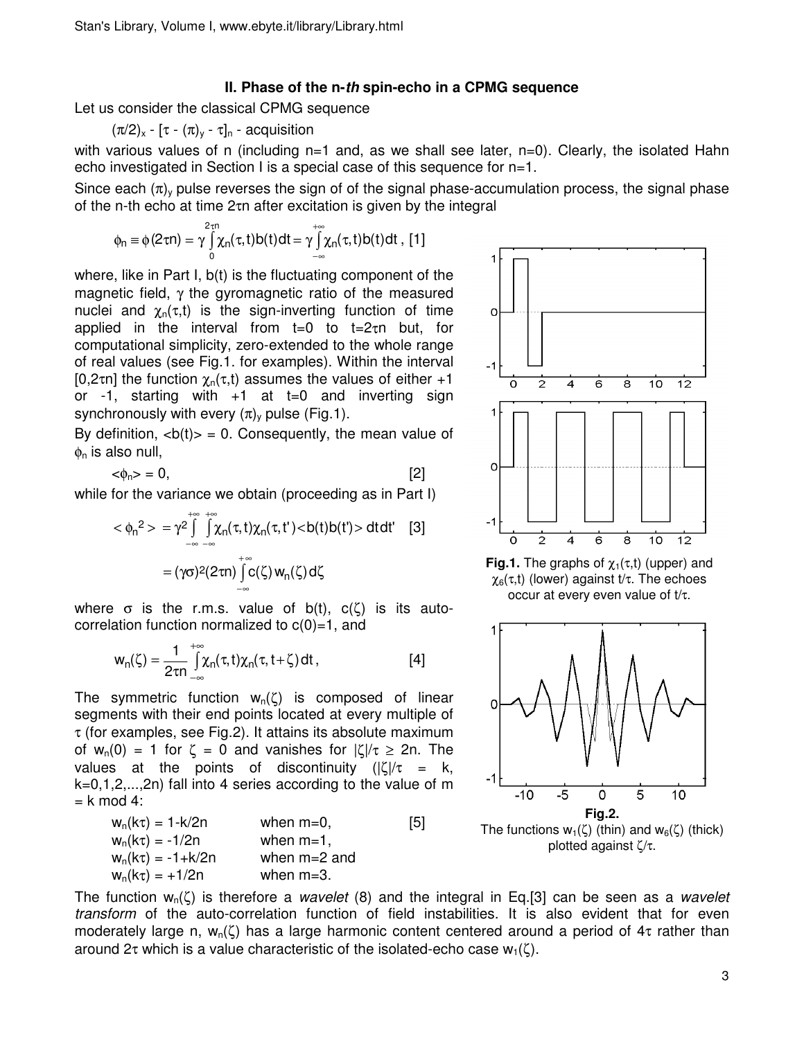## II. Phase of the n-*th* spin-echo in a CPMG sequence

Let us consider the classical CPMG sequence

$(\pi/2)_x$ - $[\tau$ - $(\pi)_y$ - $\tau]_n$ - acquisition

with various values of n (including n=1 and, as we shall see later, n=0). Clearly, the isolated Hahn echo investigated in Section I is a special case of this sequence for n=1.

Since each $(\pi)_y$ pulse reverses the sign of of the signal phase-accumulation process, the signal phase of the n-th echo at time $2\tau n$ after excitation is given by the integral

$$\phi_n \equiv \phi(2\tau n) = \gamma \int_0^{2\tau n} \chi_n(\tau,t) b(t) dt = \gamma \int_{-\infty}^{+\infty} \chi_n(\tau,t) b(t) dt \text{ , [1]}$$

where, like in Part I, b(t) is the fluctuating component of the magnetic field, $\gamma$ the gyromagnetic ratio of the measured nuclei and $\chi_n(\tau,t)$ is the sign-inverting function of time applied in the interval from t=0 to $t=2\tau n$ but, for computational simplicity, zero-extended to the whole range of real values (see Fig.1. for examples). Within the interval $[0,2\tau n]$ the function $\chi_n(\tau,t)$ assumes the values of either +1 or -1, starting with +1 at t=0 and inverting sign synchronously with every $(\pi)_y$ pulse (Fig.1).

By definition, $\langle b(t)\rangle = 0$. Consequently, the mean value of $\phi_n$ is also null,

$$\langle\phi_n\rangle = 0, \qquad [2]$$

while for the variance we obtain (proceeding as in Part I)

$$\langle \phi_n^2 \rangle = \gamma^2 \int_{-\infty}^{+\infty}\int_{-\infty}^{+\infty} \chi_n(\tau,t)\chi_n(\tau,t') \langle b(t)b(t')\rangle \, dt dt' \quad [3]$$

$$= (\gamma\sigma)^2 (2\tau n) \int_{-\infty}^{+\infty} c(\zeta)\, w_n(\zeta)\, d\zeta$$

where $\sigma$ is the r.m.s. value of b(t), $c(\zeta)$ is its auto-correlation function normalized to c(0)=1, and

$$w_n(\zeta) = \frac{1}{2\tau n} \int_{-\infty}^{+\infty} \chi_n(\tau,t)\chi_n(\tau,t+\zeta)\, dt\,, \qquad [4]$$

The symmetric function $w_n(\zeta)$ is composed of linear segments with their end points located at every multiple of $\tau$ (for examples, see Fig.2). It attains its absolute maximum of $w_n(0) = 1$ for $\zeta = 0$ and vanishes for $|\zeta|/\tau \geq 2n$. The values at the points of discontinuity ($|\zeta|/\tau = k$, k=0,1,2,...,2n) fall into 4 series according to the value of m = k mod 4:

$$w_n(k\tau) = 1-k/2n \qquad \text{when } m=0, \qquad [5]$$
$$w_n(k\tau) = -1/2n \qquad \text{when } m=1,$$
$$w_n(k\tau) = -1+k/2n \qquad \text{when } m=2 \text{ and}$$
$$w_n(k\tau) = +1/2n \qquad \text{when } m=3.$$

**Fig.1.** The graphs of $\chi_1(\tau,t)$ (upper) and $\chi_6(\tau,t)$ (lower) against $t/\tau$. The echoes occur at every even value of $t/\tau$.

**Fig.2.**
The functions $w_1(\zeta)$ (thin) and $w_6(\zeta)$ (thick) plotted against $\zeta/\tau$.

The function $w_n(\zeta)$ is therefore a *wavelet* (8) and the integral in Eq.[3] can be seen as a *wavelet transform* of the auto-correlation function of field instabilities. It is also evident that for even moderately large n, $w_n(\zeta)$ has a large harmonic content centered around a period of $4\tau$ rather than around $2\tau$ which is a value characteristic of the isolated-echo case $w_1(\zeta)$.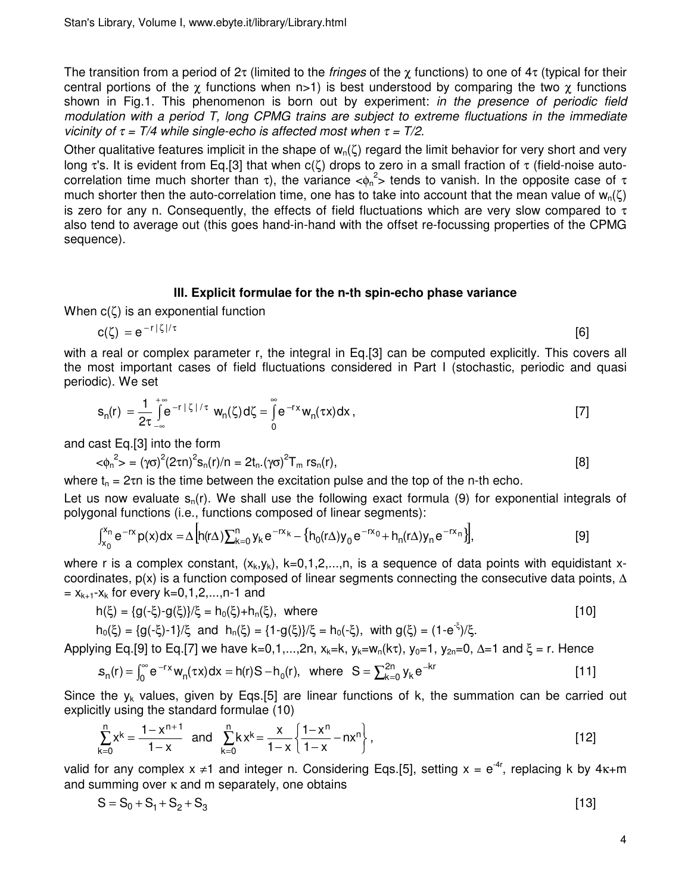The transition from a period of $2\tau$ (limited to the *fringes* of the $\chi$ functions) to one of $4\tau$ (typical for their central portions of the $\chi$ functions when n>1) is best understood by comparing the two $\chi$ functions shown in Fig.1. This phenomenon is born out by experiment: *in the presence of periodic field modulation with a period T, long CPMG trains are subject to extreme fluctuations in the immediate vicinity of $\tau = T/4$ while single-echo is affected most when $\tau = T/2$*.

Other qualitative features implicit in the shape of $w_n(\zeta)$ regard the limit behavior for very short and very long $\tau$'s. It is evident from Eq.[3] that when $c(\zeta)$ drops to zero in a small fraction of $\tau$ (field-noise auto-correlation time much shorter than $\tau$), the variance $<\phi_n^2>$ tends to vanish. In the opposite case of $\tau$ much shorter then the auto-correlation time, one has to take into account that the mean value of $w_n(\zeta)$ is zero for any n. Consequently, the effects of field fluctuations which are very slow compared to $\tau$ also tend to average out (this goes hand-in-hand with the offset re-focussing properties of the CPMG sequence).

### III. Explicit formulae for the n-th spin-echo phase variance

When $c(\zeta)$ is an exponential function

$$c(\zeta) = e^{-r|\zeta|/\tau} \qquad [6]$$

with a real or complex parameter r, the integral in Eq.[3] can be computed explicitly. This covers all the most important cases of field fluctuations considered in Part I (stochastic, periodic and quasi periodic). We set

$$s_n(r) = \frac{1}{2\tau}\int_{-\infty}^{+\infty} e^{-r|\zeta|/\tau}\, w_n(\zeta)\,d\zeta = \int_0^{\infty} e^{-rx} w_n(\tau x)\,dx\,, \qquad [7]$$

and cast Eq.[3] into the form

$$<\phi_n^2> = (\gamma\sigma)^2(2\tau n)^2 s_n(r)/n = 2t_n.(\gamma\sigma)^2 T_m\, r s_n(r), \qquad [8]$$

where $t_n = 2\tau n$ is the time between the excitation pulse and the top of the n-th echo.

Let us now evaluate $s_n(r)$. We shall use the following exact formula (9) for exponential integrals of polygonal functions (i.e., functions composed of linear segments):

$$\int_{x_0}^{x_n} e^{-rx} p(x)\,dx = \Delta\left[h(r\Delta)\sum_{k=0}^{n} y_k e^{-rx_k} - \left\{h_0(r\Delta)y_0 e^{-rx_0} + h_n(r\Delta)y_n e^{-rx_n}\right\}\right], \qquad [9]$$

where r is a complex constant, $(x_k,y_k)$, k=0,1,2,...,n, is a sequence of data points with equidistant x-coordinates, p(x) is a function composed of linear segments connecting the consecutive data points, $\Delta = x_{k+1}-x_k$ for every k=0,1,2,...,n-1 and

$$h(\xi) = \{g(-\xi)-g(\xi)\}/\xi = h_0(\xi)+h_n(\xi), \text{ where} \qquad [10]$$

$$h_0(\xi) = \{g(-\xi)-1\}/\xi \text{ and } h_n(\xi) = \{1-g(\xi)\}/\xi = h_0(-\xi), \text{ with } g(\xi) = (1-e^{-\xi})/\xi.$$

Applying Eq.[9] to Eq.[7] we have k=0,1,...,2n, $x_k=k$, $y_k=w_n(k\tau)$, $y_0=1$, $y_{2n}=0$, $\Delta=1$ and $\xi = r$. Hence

$$s_n(r) = \int_0^{\infty} e^{-rx} w_n(\tau x)\,dx = h(r)S - h_0(r), \text{ where } S = \sum_{k=0}^{2n} y_k e^{-kr} \qquad [11]$$

Since the $y_k$ values, given by Eqs.[5] are linear functions of k, the summation can be carried out explicitly using the standard formulae (10)

$$\sum_{k=0}^{n} x^k = \frac{1-x^{n+1}}{1-x} \text{ and } \sum_{k=0}^{n} k x^k = \frac{x}{1-x}\left\{\frac{1-x^n}{1-x} - nx^n\right\}, \qquad [12]$$

valid for any complex $x \neq 1$ and integer n. Considering Eqs.[5], setting $x = e^{-4r}$, replacing k by $4\kappa+m$ and summing over $\kappa$ and m separately, one obtains

$$S = S_0 + S_1 + S_2 + S_3 \qquad [13]$$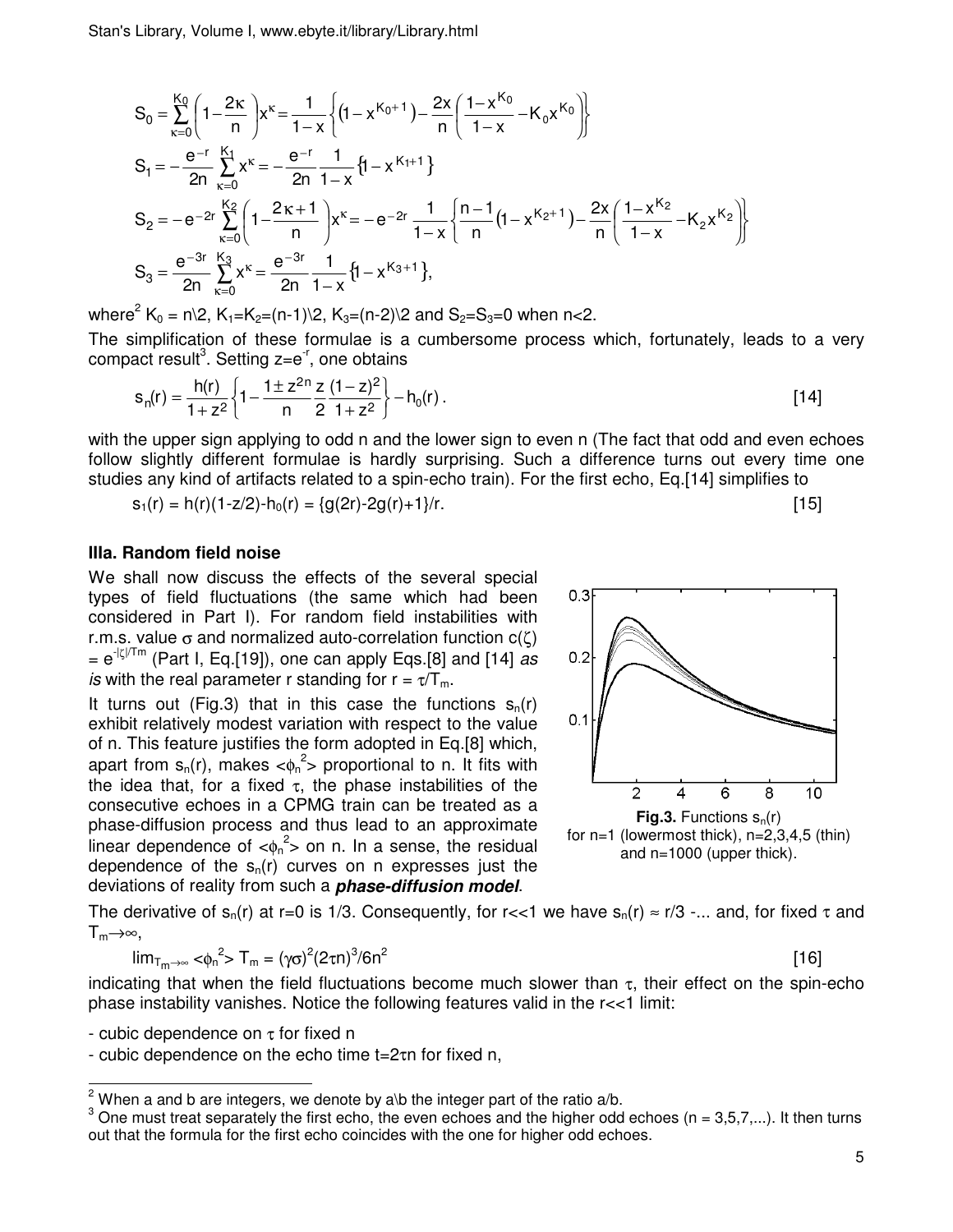$$S_0 = \sum_{\kappa=0}^{K_0}\left(1-\frac{2\kappa}{n}\right)x^\kappa = \frac{1}{1-x}\left\{\left(1-x^{K_0+1}\right)-\frac{2x}{n}\left(\frac{1-x^{K_0}}{1-x}-K_0x^{K_0}\right)\right\}$$

$$S_1 = -\frac{e^{-r}}{2n}\sum_{\kappa=0}^{K_1}x^\kappa = -\frac{e^{-r}}{2n}\frac{1}{1-x}\left\{1-x^{K_1+1}\right\}$$

$$S_2 = -e^{-2r}\sum_{\kappa=0}^{K_2}\left(1-\frac{2\kappa+1}{n}\right)x^\kappa = -e^{-2r}\frac{1}{1-x}\left\{\frac{n-1}{n}\left(1-x^{K_2+1}\right)-\frac{2x}{n}\left(\frac{1-x^{K_2}}{1-x}-K_2x^{K_2}\right)\right\}$$

$$S_3 = \frac{e^{-3r}}{2n}\sum_{\kappa=0}^{K_3}x^\kappa = \frac{e^{-3r}}{2n}\frac{1}{1-x}\left\{1-x^{K_3+1}\right\},$$

where[2] $K_0 = n\backslash 2$, $K_1=K_2=(n-1)\backslash 2$, $K_3=(n-2)\backslash 2$ and $S_2=S_3=0$ when $n<2$.

The simplification of these formulae is a cumbersome process which, fortunately, leads to a very compact result[3]. Setting $z=e^{-r}$, one obtains

$$s_n(r) = \frac{h(r)}{1+z^2}\left\{1-\frac{1\pm z^{2n}}{n}\frac{z}{2}\frac{(1-z)^2}{1+z^2}\right\}-h_0(r)\,. \qquad [14]$$

with the upper sign applying to odd n and the lower sign to even n (The fact that odd and even echoes follow slightly different formulae is hardly surprising. Such a difference turns out every time one studies any kind of artifacts related to a spin-echo train). For the first echo, Eq.[14] simplifies to

$$s_1(r) = h(r)(1-z/2)-h_0(r) = \{g(2r)-2g(r)+1\}/r. \qquad [15]$$

### IIIa. Random field noise

We shall now discuss the effects of the several special types of field fluctuations (the same which had been considered in Part I). For random field instabilities with r.m.s. value $\sigma$ and normalized auto-correlation function $c(\zeta) = e^{-|\zeta|/T_m}$ (Part I, Eq.[19]), one can apply Eqs.[8] and [14] *as is* with the real parameter r standing for $r = \tau/T_m$.

It turns out (Fig.3) that in this case the functions $s_n(r)$ exhibit relatively modest variation with respect to the value of n. This feature justifies the form adopted in Eq.[8] which, apart from $s_n(r)$, makes $<\phi_n^2>$ proportional to n. It fits with the idea that, for a fixed $\tau$, the phase instabilities of the consecutive echoes in a CPMG train can be treated as a phase-diffusion process and thus lead to an approximate linear dependence of $<\phi_n^2>$ on n. In a sense, the residual dependence of the $s_n(r)$ curves on n expresses just the deviations of reality from such a ***phase-diffusion model***.

**Fig.3.** Functions $s_n(r)$ for n=1 (lowermost thick), n=2,3,4,5 (thin) and n=1000 (upper thick).

The derivative of $s_n(r)$ at r=0 is 1/3. Consequently, for r<<1 we have $s_n(r) \approx r/3$ -... and, for fixed $\tau$ and $T_m\rightarrow\infty$,

$$\lim_{T_m\rightarrow\infty} <\phi_n^2>T_m = (\gamma\sigma)^2(2\tau n)^3/6n^2 \qquad [16]$$

indicating that when the field fluctuations become much slower than $\tau$, their effect on the spin-echo phase instability vanishes. Notice the following features valid in the r<<1 limit:

- cubic dependence on $\tau$ for fixed n
- cubic dependence on the echo time $t=2\tau n$ for fixed n,

---

[2] When a and b are integers, we denote by a\b the integer part of the ratio a/b.

[3] One must treat separately the first echo, the even echoes and the higher odd echoes (n = 3,5,7,...). It then turns out that the formula for the first echo coincides with the one for higher odd echoes.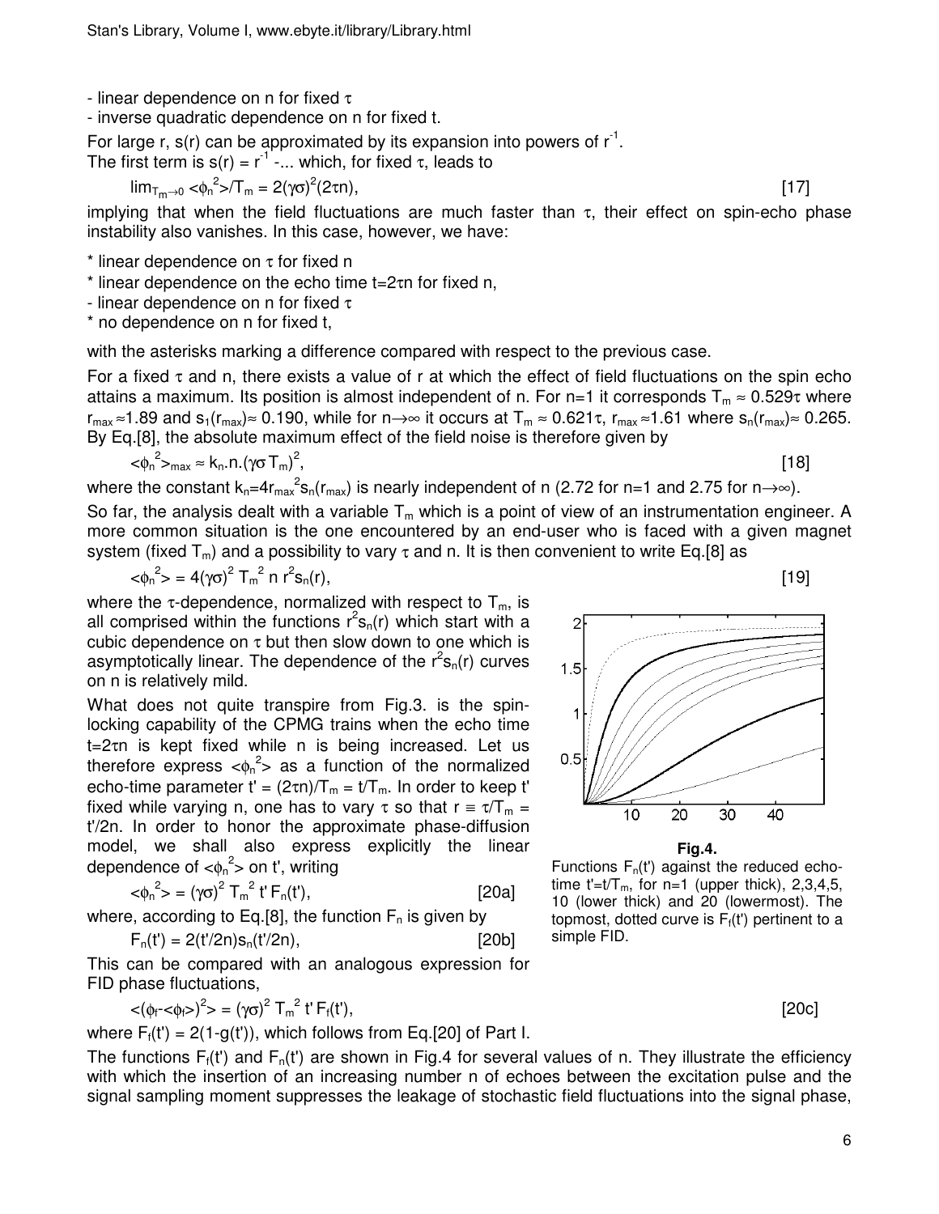- linear dependence on n for fixed $\tau$
- inverse quadratic dependence on n for fixed t.

For large r, s(r) can be approximated by its expansion into powers of $r^{-1}$. The first term is $s(r) = r^{-1}$ -... which, for fixed $\tau$, leads to

$$\lim_{T_m \to 0} \langle\phi_n^2\rangle / T_m = 2(\gamma\sigma)^2(2\tau n), \quad [17]$$

implying that when the field fluctuations are much faster than $\tau$, their effect on spin-echo phase instability also vanishes. In this case, however, we have:

\* linear dependence on $\tau$ for fixed n
\* linear dependence on the echo time $t=2\tau n$ for fixed n,
- linear dependence on n for fixed $\tau$
\* no dependence on n for fixed t,

with the asterisks marking a difference compared with respect to the previous case.

For a fixed $\tau$ and n, there exists a value of r at which the effect of field fluctuations on the spin echo attains a maximum. Its position is almost independent of n. For n=1 it corresponds $T_m \approx 0.529\tau$ where $r_{max} \approx 1.89$ and $s_1(r_{max}) \approx 0.190$, while for $n\to\infty$ it occurs at $T_m \approx 0.621\tau$, $r_{max} \approx 1.61$ where $s_n(r_{max}) \approx 0.265$. By Eq.[8], the absolute maximum effect of the field noise is therefore given by

$$\langle\phi_n^2\rangle_{max} \approx k_n.n.(\gamma\sigma T_m)^2, \quad [18]$$

where the constant $k_n = 4r_{max}^2 s_n(r_{max})$ is nearly independent of n (2.72 for n=1 and 2.75 for $n\to\infty$).

So far, the analysis dealt with a variable $T_m$ which is a point of view of an instrumentation engineer. A more common situation is the one encountered by an end-user who is faced with a given magnet system (fixed $T_m$) and a possibility to vary $\tau$ and n. It is then convenient to write Eq.[8] as

$$\langle\phi_n^2\rangle = 4(\gamma\sigma)^2 T_m^2\, n\, r^2 s_n(r), \quad [19]$$

where the $\tau$-dependence, normalized with respect to $T_m$, is all comprised within the functions $r^2 s_n(r)$ which start with a cubic dependence on $\tau$ but then slow down to one which is asymptotically linear. The dependence of the $r^2 s_n(r)$ curves on n is relatively mild.

What does not quite transpire from Fig.3. is the spin-locking capability of the CPMG trains when the echo time $t=2\tau n$ is kept fixed while n is being increased. Let us therefore express $\langle\phi_n^2\rangle$ as a function of the normalized echo-time parameter $t' = (2\tau n)/T_m = t/T_m$. In order to keep t' fixed while varying n, one has to vary $\tau$ so that $r \equiv \tau/T_m = t'/2n$. In order to honor the approximate phase-diffusion model, we shall also express explicitly the linear dependence of $\langle\phi_n^2\rangle$ on t', writing

$$\langle\phi_n^2\rangle = (\gamma\sigma)^2 T_m^2\, t'\, F_n(t'), \quad [20a]$$

where, according to Eq.[8], the function $F_n$ is given by

$$F_n(t') = 2(t'/2n)s_n(t'/2n), \quad [20b]$$

This can be compared with an analogous expression for FID phase fluctuations,

$$\langle(\phi_f - \langle\phi_f\rangle)^2\rangle = (\gamma\sigma)^2 T_m^2\, t'\, F_f(t'), \quad [20c]$$

where $F_f(t') = 2(1-g(t'))$, which follows from Eq.[20] of Part I.

**Fig.4.**
Functions $F_n(t')$ against the reduced echo-time $t'=t/T_m$, for n=1 (upper thick), 2,3,4,5, 10 (lower thick) and 20 (lowermost). The topmost, dotted curve is $F_f(t')$ pertinent to a simple FID.

The functions $F_f(t')$ and $F_n(t')$ are shown in Fig.4 for several values of n. They illustrate the efficiency with which the insertion of an increasing number n of echoes between the excitation pulse and the signal sampling moment suppresses the leakage of stochastic field fluctuations into the signal phase,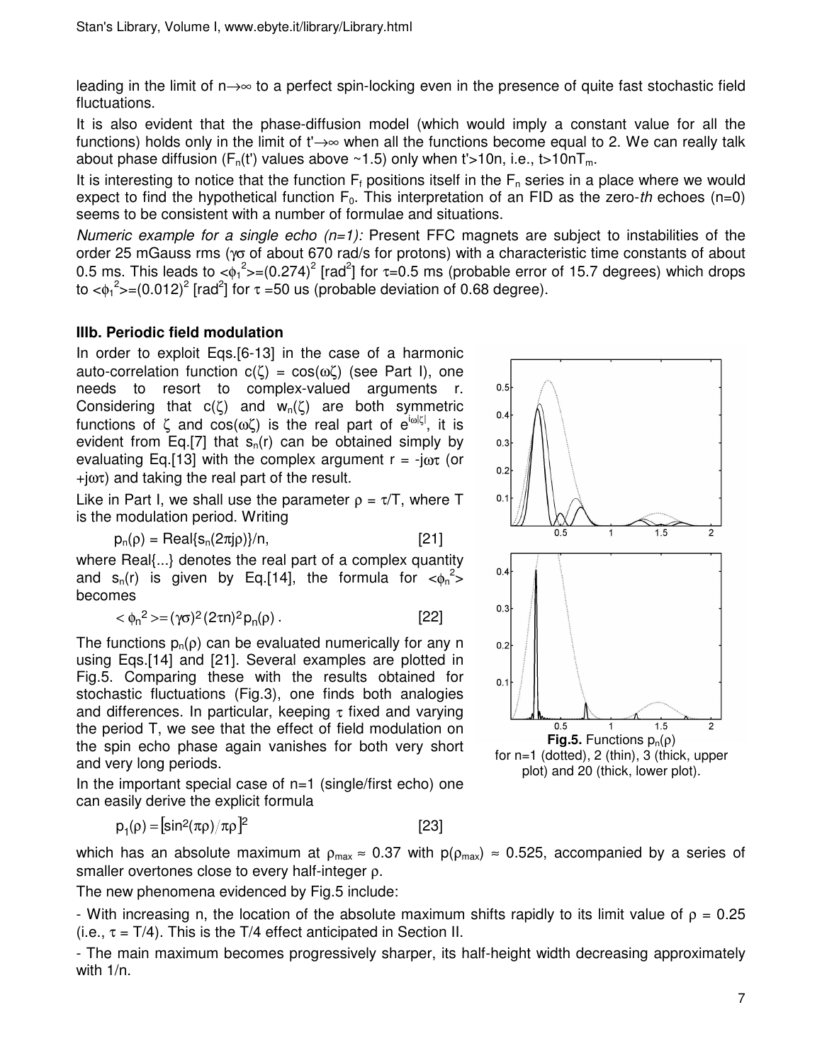leading in the limit of $n \rightarrow \infty$ to a perfect spin-locking even in the presence of quite fast stochastic field fluctuations.

It is also evident that the phase-diffusion model (which would imply a constant value for all the functions) holds only in the limit of $t' \rightarrow \infty$ when all the functions become equal to 2. We can really talk about phase diffusion ($F_n(t')$ values above ~1.5) only when $t'>10n$, i.e., $t>10nT_m$.

It is interesting to notice that the function $F_f$ positions itself in the $F_n$ series in a place where we would expect to find the hypothetical function $F_0$. This interpretation of an FID as the zero-*th* echoes (n=0) seems to be consistent with a number of formulae and situations.

*Numeric example for a single echo (n=1):* Present FFC magnets are subject to instabilities of the order 25 mGauss rms ($\gamma\sigma$ of about 670 rad/s for protons) with a characteristic time constants of about 0.5 ms. This leads to $<\phi_1^2>=(0.274)^2$ [rad$^2$] for $\tau$=0.5 ms (probable error of 15.7 degrees) which drops to $<\phi_1^2>=(0.012)^2$ [rad$^2$] for $\tau$ =50 us (probable deviation of 0.68 degree).

## IIIb. Periodic field modulation

In order to exploit Eqs.[6-13] in the case of a harmonic auto-correlation function $c(\zeta) = \cos(\omega\zeta)$ (see Part I), one needs to resort to complex-valued arguments r. Considering that $c(\zeta)$ and $w_n(\zeta)$ are both symmetric functions of $\zeta$ and $\cos(\omega\zeta)$ is the real part of $e^{i\omega|\zeta|}$, it is evident from Eq.[7] that $s_n(r)$ can be obtained simply by evaluating Eq.[13] with the complex argument $r = -j\omega\tau$ (or $+j\omega\tau$) and taking the real part of the result.

Like in Part I, we shall use the parameter $\rho = \tau/T$, where T is the modulation period. Writing

$$p_n(\rho) = \mathrm{Real}\{s_n(2\pi j\rho)\}/n, \qquad [21]$$

where Real{...} denotes the real part of a complex quantity and $s_n(r)$ is given by Eq.[14], the formula for $<\phi_n^2>$ becomes

$$<\phi_n^2> = (\gamma\sigma)^2(2\tau n)^2 p_n(\rho)\,. \qquad [22]$$

The functions $p_n(\rho)$ can be evaluated numerically for any n using Eqs.[14] and [21]. Several examples are plotted in Fig.5. Comparing these with the results obtained for stochastic fluctuations (Fig.3), one finds both analogies and differences. In particular, keeping $\tau$ fixed and varying the period T, we see that the effect of field modulation on the spin echo phase again vanishes for both very short and very long periods.

**Fig.5.** Functions $p_n(\rho)$ for n=1 (dotted), 2 (thin), 3 (thick, upper plot) and 20 (thick, lower plot).

In the important special case of n=1 (single/first echo) one can easily derive the explicit formula

$$p_1(\rho) = \left[\sin^2(\pi\rho)/\pi\rho\right]^2 \qquad [23]$$

which has an absolute maximum at $\rho_{max} \approx 0.37$ with $p(\rho_{max}) \approx 0.525$, accompanied by a series of smaller overtones close to every half-integer $\rho$.

The new phenomena evidenced by Fig.5 include:

- With increasing n, the location of the absolute maximum shifts rapidly to its limit value of $\rho$ = 0.25 (i.e., $\tau$ = T/4). This is the T/4 effect anticipated in Section II.

- The main maximum becomes progressively sharper, its half-height width decreasing approximately with 1/n.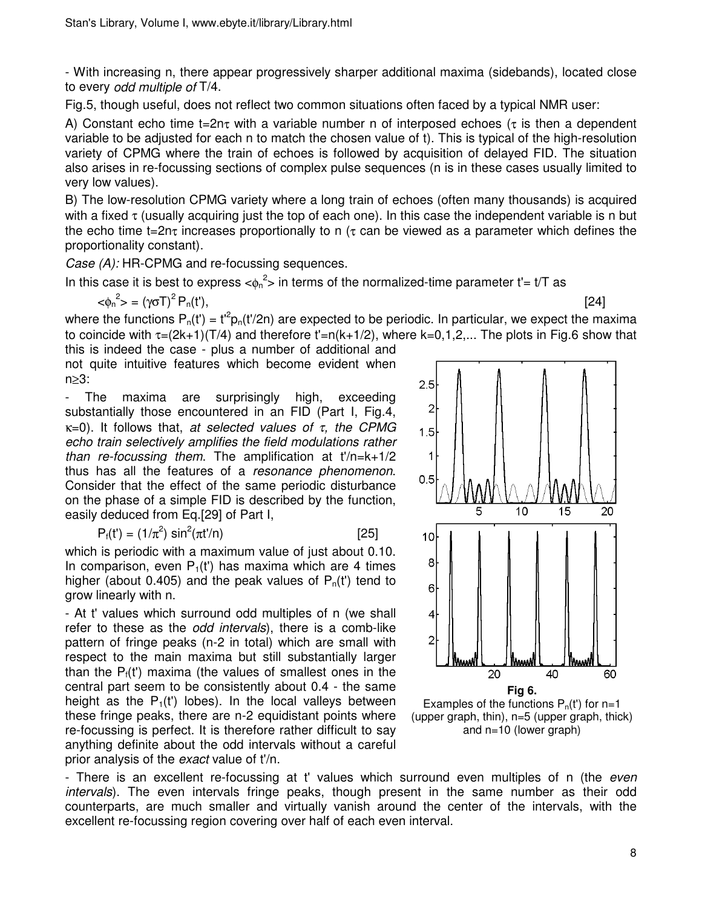- With increasing n, there appear progressively sharper additional maxima (sidebands), located close to every *odd multiple of* T/4.

Fig.5, though useful, does not reflect two common situations often faced by a typical NMR user:

A) Constant echo time $t=2n\tau$ with a variable number n of interposed echoes ($\tau$ is then a dependent variable to be adjusted for each n to match the chosen value of t). This is typical of the high-resolution variety of CPMG where the train of echoes is followed by acquisition of delayed FID. The situation also arises in re-focussing sections of complex pulse sequences (n is in these cases usually limited to very low values).

B) The low-resolution CPMG variety where a long train of echoes (often many thousands) is acquired with a fixed $\tau$ (usually acquiring just the top of each one). In this case the independent variable is n but the echo time $t=2n\tau$ increases proportionally to n ($\tau$ can be viewed as a parameter which defines the proportionality constant).

*Case (A):* HR-CPMG and re-focussing sequences.

In this case it is best to express $<\phi_n^2>$ in terms of the normalized-time parameter $t'= t/T$ as

$$<\phi_n^2> = (\gamma\sigma T)^2 P_n(t'), \qquad [24]$$

where the functions $P_n(t') = t'^2 p_n(t'/2n)$ are expected to be periodic. In particular, we expect the maxima to coincide with $\tau=(2k+1)(T/4)$ and therefore $t'=n(k+1/2)$, where k=0,1,2,... The plots in Fig.6 show that this is indeed the case - plus a number of additional and not quite intuitive features which become evident when $n\geq3$:

- The maxima are surprisingly high, exceeding substantially those encountered in an FID (Part I, Fig.4, $\kappa=0$). It follows that, *at selected values of $\tau$, the CPMG echo train selectively amplifies the field modulations rather than re-focussing them*. The amplification at $t'/n=k+1/2$ thus has all the features of a *resonance phenomenon*. Consider that the effect of the same periodic disturbance on the phase of a simple FID is described by the function, easily deduced from Eq.[29] of Part I,

$$P_f(t') = (1/\pi^2) \sin^2(\pi t'/n) \qquad [25]$$

which is periodic with a maximum value of just about 0.10. In comparison, even $P_1(t')$ has maxima which are 4 times higher (about 0.405) and the peak values of $P_n(t')$ tend to grow linearly with n.

- At t' values which surround odd multiples of n (we shall refer to these as the *odd intervals*), there is a comb-like pattern of fringe peaks (n-2 in total) which are small with respect to the main maxima but still substantially larger than the $P_f(t')$ maxima (the values of smallest ones in the central part seem to be consistently about 0.4 - the same height as the $P_1(t')$ lobes). In the local valleys between these fringe peaks, there are n-2 equidistant points where re-focussing is perfect. It is therefore rather difficult to say anything definite about the odd intervals without a careful prior analysis of the *exact* value of t'/n.

**Fig 6.**
Examples of the functions $P_n(t')$ for n=1 (upper graph, thin), n=5 (upper graph, thick) and n=10 (lower graph)

- There is an excellent re-focussing at t' values which surround even multiples of n (the *even intervals*). The even intervals fringe peaks, though present in the same number as their odd counterparts, are much smaller and virtually vanish around the center of the intervals, with the excellent re-focussing region covering over half of each even interval.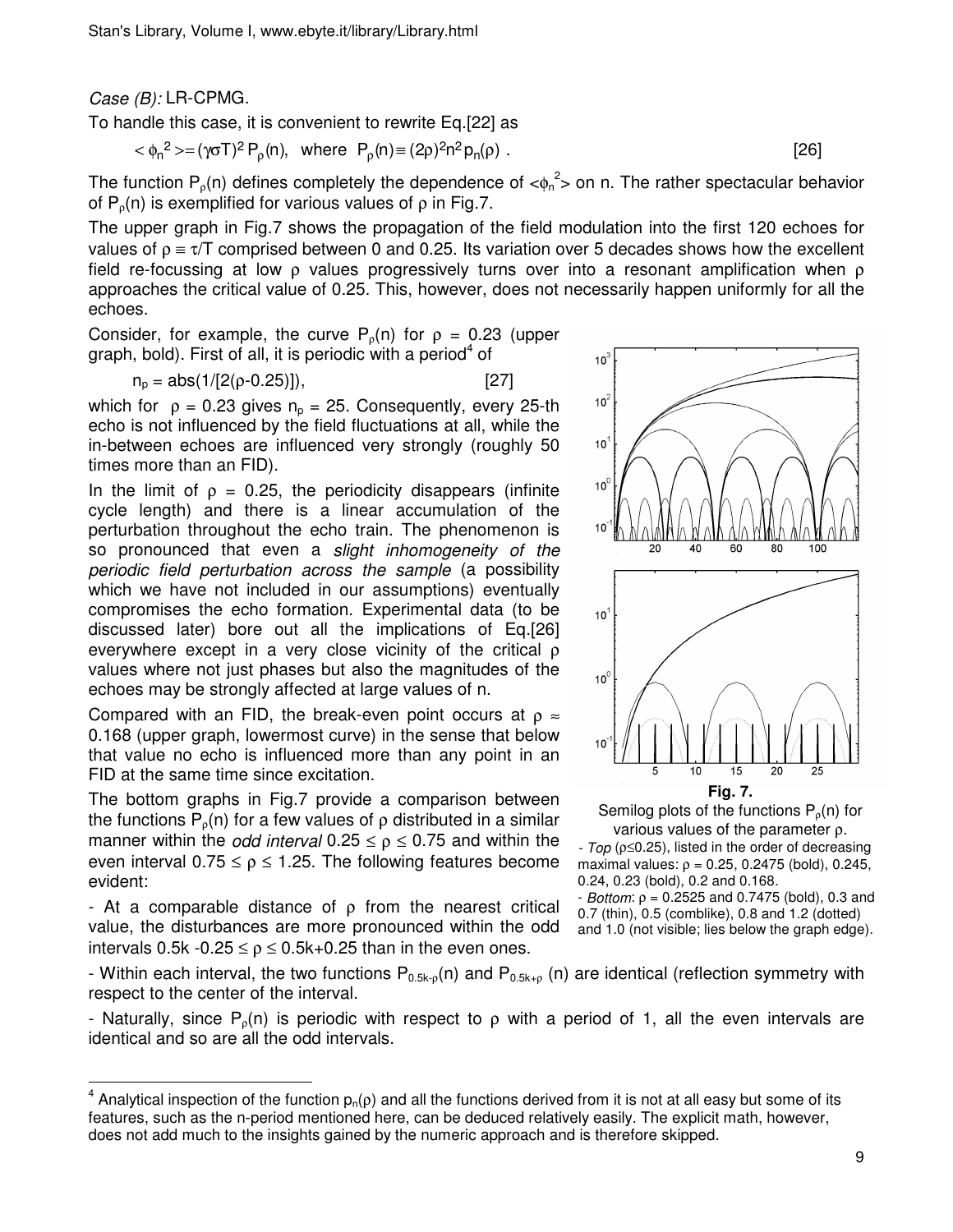*Case (B):* LR-CPMG.

To handle this case, it is convenient to rewrite Eq.[22] as

$$<\phi_n^2> = (\gamma\sigma T)^2 P_\rho(n), \quad \text{where} \quad P_\rho(n) \equiv (2\rho)^2 n^2 p_n(\rho) \ . \qquad [26]$$

The function $P_\rho(n)$ defines completely the dependence of $<\phi_n^2>$ on n. The rather spectacular behavior of $P_\rho(n)$ is exemplified for various values of $\rho$ in Fig.7.

The upper graph in Fig.7 shows the propagation of the field modulation into the first 120 echoes for values of $\rho \equiv \tau/T$ comprised between 0 and 0.25. Its variation over 5 decades shows how the excellent field re-focussing at low $\rho$ values progressively turns over into a resonant amplification when $\rho$ approaches the critical value of 0.25. This, however, does not necessarily happen uniformly for all the echoes.

Consider, for example, the curve $P_\rho(n)$ for $\rho$ = 0.23 (upper graph, bold). First of all, it is periodic with a period[4] of

$$n_p = \text{abs}(1/[2(\rho\text{-}0.25)]), \qquad [27]$$

which for $\rho$ = 0.23 gives $n_p$ = 25. Consequently, every 25-th echo is not influenced by the field fluctuations at all, while the in-between echoes are influenced very strongly (roughly 50 times more than an FID).

In the limit of $\rho$ = 0.25, the periodicity disappears (infinite cycle length) and there is a linear accumulation of the perturbation throughout the echo train. The phenomenon is so pronounced that even a *slight inhomogeneity of the periodic field perturbation across the sample* (a possibility which we have not included in our assumptions) eventually compromises the echo formation. Experimental data (to be discussed later) bore out all the implications of Eq.[26] everywhere except in a very close vicinity of the critical $\rho$ values where not just phases but also the magnitudes of the echoes may be strongly affected at large values of n.

Compared with an FID, the break-even point occurs at $\rho \approx$ 0.168 (upper graph, lowermost curve) in the sense that below that value no echo is influenced more than any point in an FID at the same time since excitation.

The bottom graphs in Fig.7 provide a comparison between the functions $P_\rho(n)$ for a few values of $\rho$ distributed in a similar manner within the *odd interval* 0.25 ≤ $\rho$ ≤ 0.75 and within the even interval 0.75 ≤ $\rho$ ≤ 1.25. The following features become evident:

- At a comparable distance of $\rho$ from the nearest critical value, the disturbances are more pronounced within the odd intervals 0.5k -0.25 ≤ $\rho$ ≤ 0.5k+0.25 than in the even ones.

- Within each interval, the two functions $P_{0.5k\text{-}\rho}(n)$ and $P_{0.5k+\rho}(n)$ are identical (reflection symmetry with respect to the center of the interval.

- Naturally, since $P_\rho(n)$ is periodic with respect to $\rho$ with a period of 1, all the even intervals are identical and so are all the odd intervals.

**Fig. 7.**
Semilog plots of the functions $P_\rho(n)$ for various values of the parameter $\rho$.
- *Top* ($\rho$≤0.25), listed in the order of decreasing maximal values: $\rho$ = 0.25, 0.2475 (bold), 0.245, 0.24, 0.23 (bold), 0.2 and 0.168.
- *Bottom*: $\rho$ = 0.2525 and 0.7475 (bold), 0.3 and 0.7 (thin), 0.5 (comblike), 0.8 and 1.2 (dotted) and 1.0 (not visible; lies below the graph edge).

[4] Analytical inspection of the function $p_n(\rho)$ and all the functions derived from it is not at all easy but some of its features, such as the n-period mentioned here, can be deduced relatively easily. The explicit math, however, does not add much to the insights gained by the numeric approach and is therefore skipped.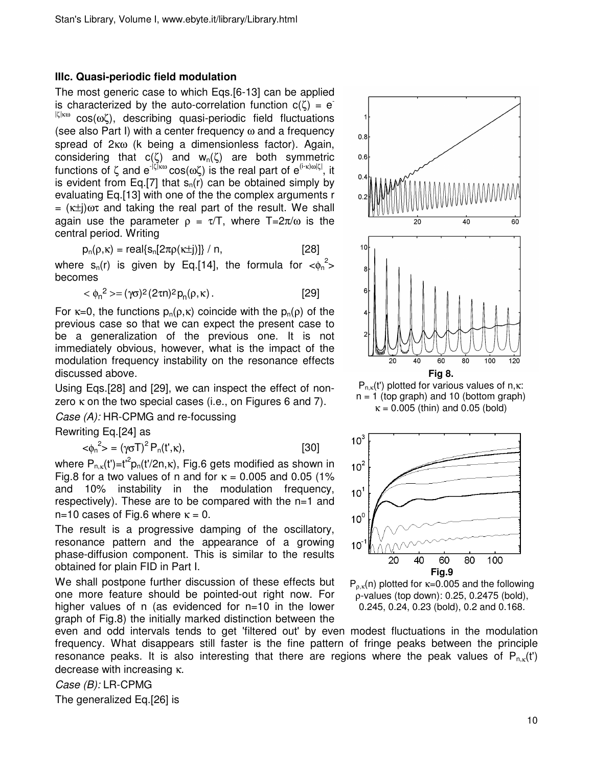### IIIc. Quasi-periodic field modulation

The most generic case to which Eqs.[6-13] can be applied is characterized by the auto-correlation function $c(\zeta) = e^{-|\zeta|\kappa\omega}\cos(\omega\zeta)$, describing quasi-periodic field fluctuations (see also Part I) with a center frequency $\omega$ and a frequency spread of $2\kappa\omega$ (k being a dimensionless factor). Again, considering that $c(\zeta)$ and $w_n(\zeta)$ are both symmetric functions of $\zeta$ and $e^{-|\zeta|\kappa\omega}\cos(\omega\zeta)$ is the real part of $e^{(i-\kappa)\omega|\zeta|}$, it is evident from Eq.[7] that $s_n(r)$ can be obtained simply by evaluating Eq.[13] with one of the the complex arguments $r = (\kappa \pm j)\omega\tau$ and taking the real part of the result. We shall again use the parameter $\rho = \tau/T$, where $T=2\pi/\omega$ is the central period. Writing

$$p_n(\rho,\kappa) = \mathrm{real}\{s_n[2\pi\rho(\kappa \pm j)]\} / n, \qquad [28]$$

where $s_n(r)$ is given by Eq.[14], the formula for $<\phi_n^2>$ becomes

$$<\phi_n^2> = (\gamma\sigma)^2(2\tau n)^2 p_n(\rho,\kappa). \qquad [29]$$

For $\kappa=0$, the functions $p_n(\rho,\kappa)$ coincide with the $p_n(\rho)$ of the previous case so that we can expect the present case to be a generalization of the previous one. It is not immediately obvious, however, what is the impact of the modulation frequency instability on the resonance effects discussed above.

Using Eqs.[28] and [29], we can inspect the effect of non-zero $\kappa$ on the two special cases (i.e., on Figures 6 and 7).

*Case (A):* HR-CPMG and re-focussing

Rewriting Eq.[24] as

$$<\phi_n^2> = (\gamma\sigma T)^2 P_n(t',\kappa), \qquad [30]$$

where $P_{n,\kappa}(t')=t'^2 p_n(t'/2n,\kappa)$, Fig.6 gets modified as shown in Fig.8 for a two values of n and for $\kappa$ = 0.005 and 0.05 (1% and 10% instability in the modulation frequency, respectively). These are to be compared with the n=1 and n=10 cases of Fig.6 where $\kappa$ = 0.

**Fig 8.**

$P_{n,\kappa}(t')$ plotted for various values of n,$\kappa$: n = 1 (top graph) and 10 (bottom graph) $\kappa$ = 0.005 (thin) and 0.05 (bold)

**Fig.9**

$P_{\rho,\kappa}(n)$ plotted for $\kappa$=0.005 and the following $\rho$-values (top down): 0.25, 0.2475 (bold), 0.245, 0.24, 0.23 (bold), 0.2 and 0.168.

The result is a progressive damping of the oscillatory, resonance pattern and the appearance of a growing phase-diffusion component. This is similar to the results obtained for plain FID in Part I.

We shall postpone further discussion of these effects but one more feature should be pointed-out right now. For higher values of n (as evidenced for n=10 in the lower graph of Fig.8) the initially marked distinction between the even and odd intervals tends to get 'filtered out' by even modest fluctuations in the modulation frequency. What disappears still faster is the fine pattern of fringe peaks between the principle resonance peaks. It is also interesting that there are regions where the peak values of $P_{n,\kappa}(t')$ decrease with increasing $\kappa$.

*Case (B):* LR-CPMG

The generalized Eq.[26] is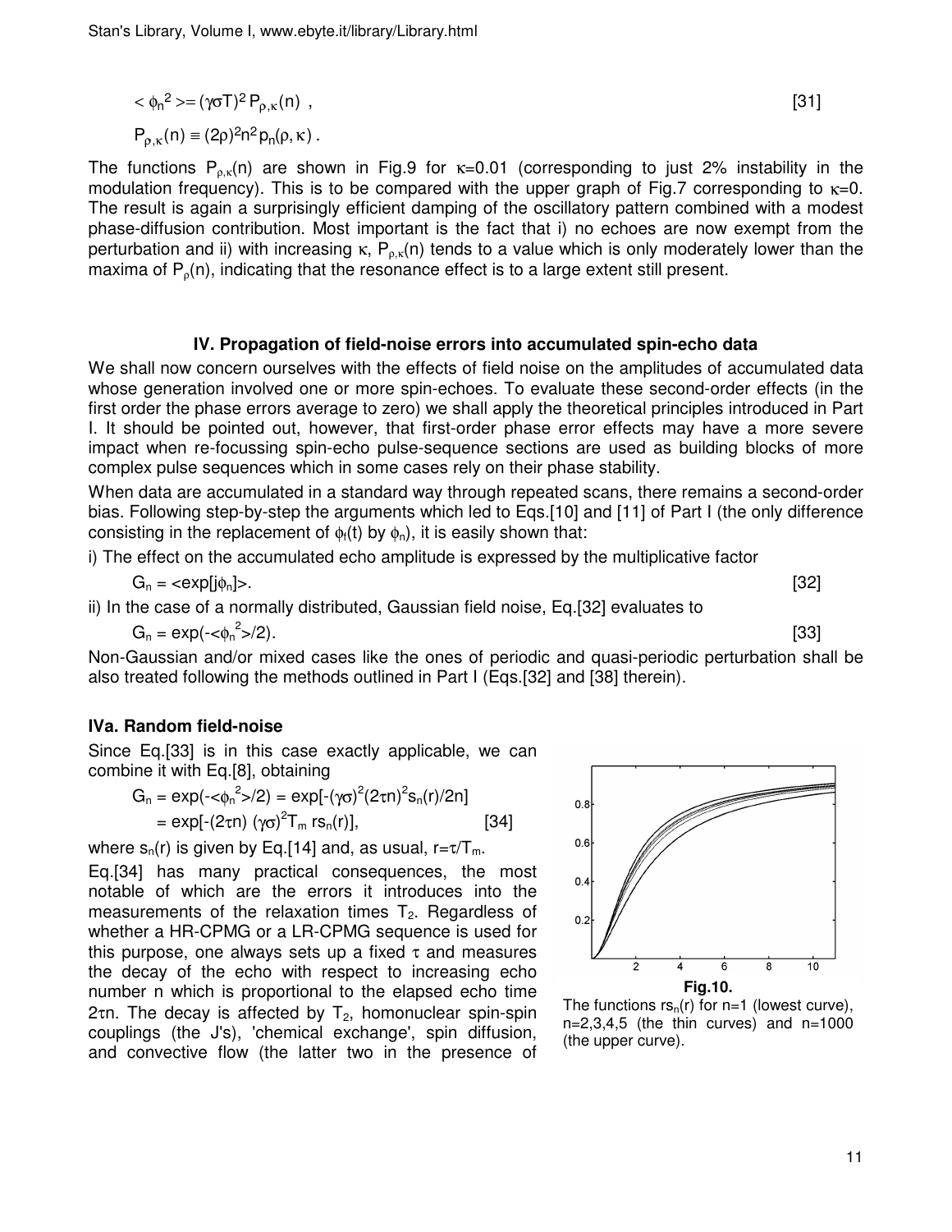$$< \phi_n^2 > = (\gamma\sigma T)^2 P_{\rho,\kappa}(n) \ , \qquad [31]$$

$$P_{\rho,\kappa}(n) \equiv (2\rho)^2 n^2 p_n(\rho,\kappa) \ .$$

The functions $P_{\rho,\kappa}(n)$ are shown in Fig.9 for $\kappa$=0.01 (corresponding to just 2% instability in the modulation frequency). This is to be compared with the upper graph of Fig.7 corresponding to $\kappa$=0. The result is again a surprisingly efficient damping of the oscillatory pattern combined with a modest phase-diffusion contribution. Most important is the fact that i) no echoes are now exempt from the perturbation and ii) with increasing $\kappa$, $P_{\rho,\kappa}(n)$ tends to a value which is only moderately lower than the maxima of $P_\rho(n)$, indicating that the resonance effect is to a large extent still present.

## IV. Propagation of field-noise errors into accumulated spin-echo data

We shall now concern ourselves with the effects of field noise on the amplitudes of accumulated data whose generation involved one or more spin-echoes. To evaluate these second-order effects (in the first order the phase errors average to zero) we shall apply the theoretical principles introduced in Part I. It should be pointed out, however, that first-order phase error effects may have a more severe impact when re-focussing spin-echo pulse-sequence sections are used as building blocks of more complex pulse sequences which in some cases rely on their phase stability.

When data are accumulated in a standard way through repeated scans, there remains a second-order bias. Following step-by-step the arguments which led to Eqs.[10] and [11] of Part I (the only difference consisting in the replacement of $\phi_f(t)$ by $\phi_n$), it is easily shown that:

i) The effect on the accumulated echo amplitude is expressed by the multiplicative factor

$$G_n = <\exp[j\phi_n]>. \qquad [32]$$

ii) In the case of a normally distributed, Gaussian field noise, Eq.[32] evaluates to

$$G_n = \exp(-<\phi_n^2>/2). \qquad [33]$$

Non-Gaussian and/or mixed cases like the ones of periodic and quasi-periodic perturbation shall be also treated following the methods outlined in Part I (Eqs.[32] and [38] therein).

### IVa. Random field-noise

Since Eq.[33] is in this case exactly applicable, we can combine it with Eq.[8], obtaining

$$G_n = \exp(-<\phi_n^2>/2) = \exp[-(\gamma\sigma)^2(2\tau n)^2 s_n(r)/2n]$$
$$= \exp[-(2\tau n)\,(\gamma\sigma)^2 T_m\, r s_n(r)], \qquad [34]$$

where $s_n(r)$ is given by Eq.[14] and, as usual, $r=\tau/T_m$.

Eq.[34] has many practical consequences, the most notable of which are the errors it introduces into the measurements of the relaxation times $T_2$. Regardless of whether a HR-CPMG or a LR-CPMG sequence is used for this purpose, one always sets up a fixed $\tau$ and measures the decay of the echo with respect to increasing echo number n which is proportional to the elapsed echo time $2\tau n$. The decay is affected by $T_2$, homonuclear spin-spin couplings (the J's), 'chemical exchange', spin diffusion, and convective flow (the latter two in the presence of

**Fig.10.**
The functions $rs_n(r)$ for n=1 (lowest curve), n=2,3,4,5 (the thin curves) and n=1000 (the upper curve).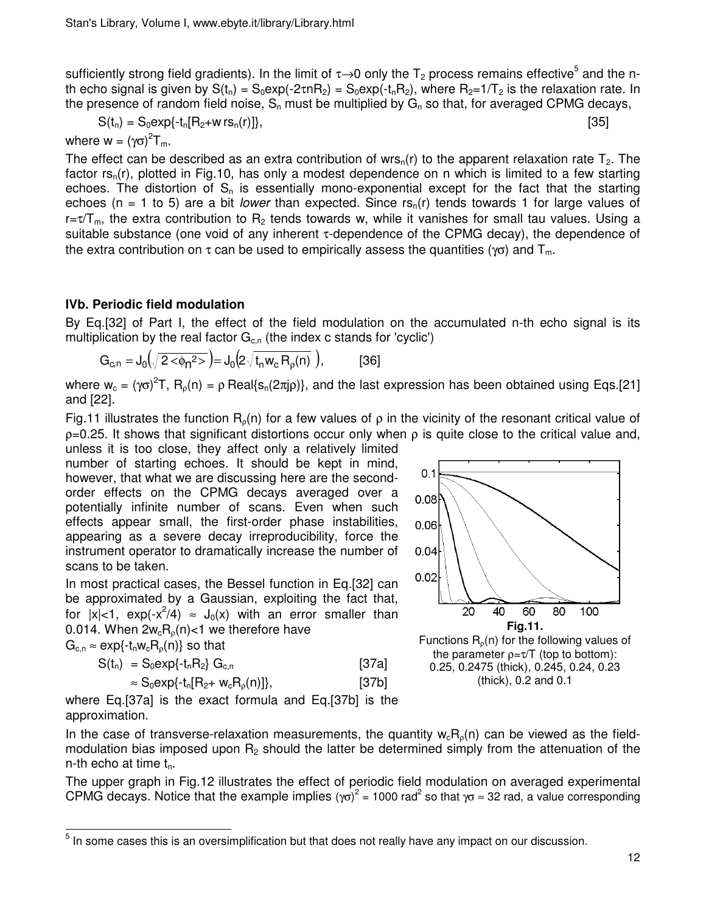sufficiently strong field gradients). In the limit of $\tau \to 0$ only the $T_2$ process remains effective[5] and the n-th echo signal is given by $S(t_n) = S_0\exp(-2\tau nR_2) = S_0\exp(-t_nR_2)$, where $R_2=1/T_2$ is the relaxation rate. In the presence of random field noise, $S_n$ must be multiplied by $G_n$ so that, for averaged CPMG decays,

$$S(t_n) = S_0\exp\{-t_n[R_2+w\,rs_n(r)]\}, \qquad [35]$$

where $w = (\gamma\sigma)^2T_m$.

The effect can be described as an extra contribution of $wrs_n(r)$ to the apparent relaxation rate $T_2$. The factor $rs_n(r)$, plotted in Fig.10, has only a modest dependence on n which is limited to a few starting echoes. The distortion of $S_n$ is essentially mono-exponential except for the fact that the starting echoes (n = 1 to 5) are a bit *lower* than expected. Since $rs_n(r)$ tends towards 1 for large values of $r=\tau/T_m$, the extra contribution to $R_2$ tends towards w, while it vanishes for small tau values. Using a suitable substance (one void of any inherent $\tau$-dependence of the CPMG decay), the dependence of the extra contribution on $\tau$ can be used to empirically assess the quantities $(\gamma\sigma)$ and $T_m$.

## IVb. Periodic field modulation

By Eq.[32] of Part I, the effect of the field modulation on the accumulated n-th echo signal is its multiplication by the real factor $G_{c,n}$ (the index c stands for 'cyclic')

$$G_{c,n} = J_0\left(\sqrt{2<\phi_n^2>}\right) = J_0\left(2\sqrt{t_n w_c R_\rho(n)}\right), \qquad [36]$$

where $w_c = (\gamma\sigma)^2T$, $R_\rho(n) = \rho\,\mathrm{Real}\{s_n(2\pi j\rho)\}$, and the last expression has been obtained using Eqs.[21] and [22].

Fig.11 illustrates the function $R_\rho(n)$ for a few values of $\rho$ in the vicinity of the resonant critical value of $\rho$=0.25. It shows that significant distortions occur only when $\rho$ is quite close to the critical value and, unless it is too close, they affect only a relatively limited number of starting echoes. It should be kept in mind, however, that what we are discussing here are the second-order effects on the CPMG decays averaged over a potentially infinite number of scans. Even when such effects appear small, the first-order phase instabilities, appearing as a severe decay irreproducibility, force the instrument operator to dramatically increase the number of scans to be taken.

**Fig.11.**
Functions $R_\rho(n)$ for the following values of the parameter $\rho=\tau/T$ (top to bottom): 0.25, 0.2475 (thick), 0.245, 0.24, 0.23 (thick), 0.2 and 0.1

In most practical cases, the Bessel function in Eq.[32] can be approximated by a Gaussian, exploiting the fact that, for $|x|<1$, $\exp(-x^2/4) \approx J_0(x)$ with an error smaller than 0.014. When $2w_cR_\rho(n)<1$ we therefore have $G_{c,n} \approx \exp\{-t_nw_cR_\rho(n)\}$ so that

$$S(t_n) = S_0\exp\{-t_nR_2\}\,G_{c,n} \qquad [37a]$$

$$\approx S_0\exp\{-t_n[R_2+w_cR_\rho(n)]\}, \qquad [37b]$$

where Eq.[37a] is the exact formula and Eq.[37b] is the approximation.

In the case of transverse-relaxation measurements, the quantity $w_cR_\rho(n)$ can be viewed as the field-modulation bias imposed upon $R_2$ should the latter be determined simply from the attenuation of the n-th echo at time $t_n$.

The upper graph in Fig.12 illustrates the effect of periodic field modulation on averaged experimental CPMG decays. Notice that the example implies $(\gamma\sigma)^2$ = 1000 rad$^2$ so that $\gamma\sigma \approx 32$ rad, a value corresponding

[5] In some cases this is an oversimplification but that does not really have any impact on our discussion.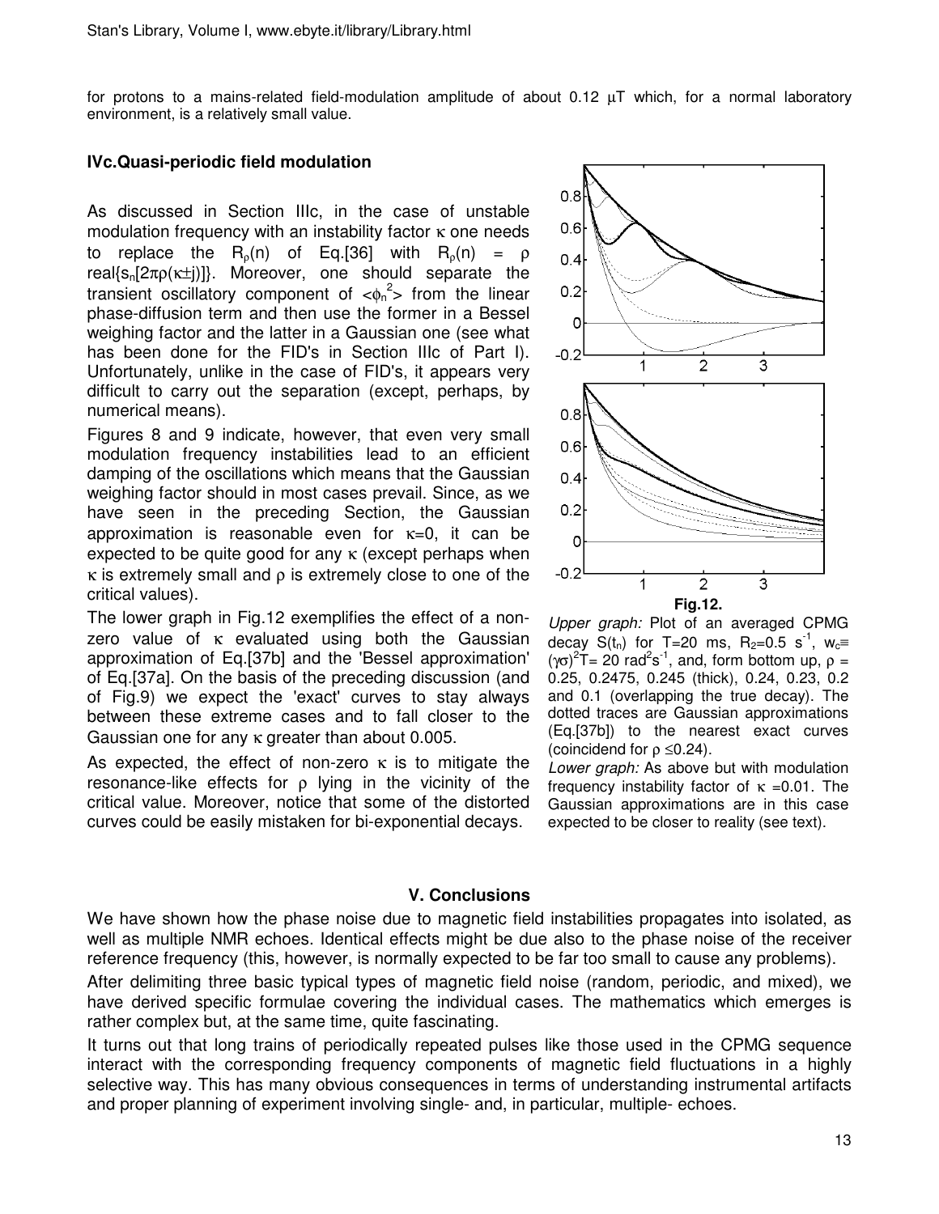for protons to a mains-related field-modulation amplitude of about 0.12 μT which, for a normal laboratory environment, is a relatively small value.

### IVc.Quasi-periodic field modulation

As discussed in Section IIIc, in the case of unstable modulation frequency with an instability factor $\kappa$ one needs to replace the $R_\rho(n)$ of Eq.[36] with $R_\rho(n) = \rho$ real{$s_n[2\pi\rho(\kappa \pm j)]$}. Moreover, one should separate the transient oscillatory component of $<\phi_n^2>$ from the linear phase-diffusion term and then use the former in a Bessel weighing factor and the latter in a Gaussian one (see what has been done for the FID's in Section IIIc of Part I). Unfortunately, unlike in the case of FID's, it appears very difficult to carry out the separation (except, perhaps, by numerical means).

Figures 8 and 9 indicate, however, that even very small modulation frequency instabilities lead to an efficient damping of the oscillations which means that the Gaussian weighing factor should in most cases prevail. Since, as we have seen in the preceding Section, the Gaussian approximation is reasonable even for $\kappa$=0, it can be expected to be quite good for any $\kappa$ (except perhaps when $\kappa$ is extremely small and $\rho$ is extremely close to one of the critical values).

The lower graph in Fig.12 exemplifies the effect of a non-zero value of $\kappa$ evaluated using both the Gaussian approximation of Eq.[37b] and the 'Bessel approximation' of Eq.[37a]. On the basis of the preceding discussion (and of Fig.9) we expect the 'exact' curves to stay always between these extreme cases and to fall closer to the Gaussian one for any $\kappa$ greater than about 0.005.

As expected, the effect of non-zero $\kappa$ is to mitigate the resonance-like effects for $\rho$ lying in the vicinity of the critical value. Moreover, notice that some of the distorted curves could be easily mistaken for bi-exponential decays.

**Fig.12.**

*Upper graph:* Plot of an averaged CPMG decay $S(t_n)$ for T=20 ms, $R_2$=0.5 $s^{-1}$, $w_c \equiv (\gamma\sigma)^2T$= 20 rad$^2$s$^{-1}$, and, form bottom up, $\rho$ = 0.25, 0.2475, 0.245 (thick), 0.24, 0.23, 0.2 and 0.1 (overlapping the true decay). The dotted traces are Gaussian approximations (Eq.[37b]) to the nearest exact curves (coincidend for $\rho \leq 0.24$).

*Lower graph:* As above but with modulation frequency instability factor of $\kappa$ =0.01. The Gaussian approximations are in this case expected to be closer to reality (see text).

## V. Conclusions

We have shown how the phase noise due to magnetic field instabilities propagates into isolated, as well as multiple NMR echoes. Identical effects might be due also to the phase noise of the receiver reference frequency (this, however, is normally expected to be far too small to cause any problems).

After delimiting three basic typical types of magnetic field noise (random, periodic, and mixed), we have derived specific formulae covering the individual cases. The mathematics which emerges is rather complex but, at the same time, quite fascinating.

It turns out that long trains of periodically repeated pulses like those used in the CPMG sequence interact with the corresponding frequency components of magnetic field fluctuations in a highly selective way. This has many obvious consequences in terms of understanding instrumental artifacts and proper planning of experiment involving single- and, in particular, multiple- echoes.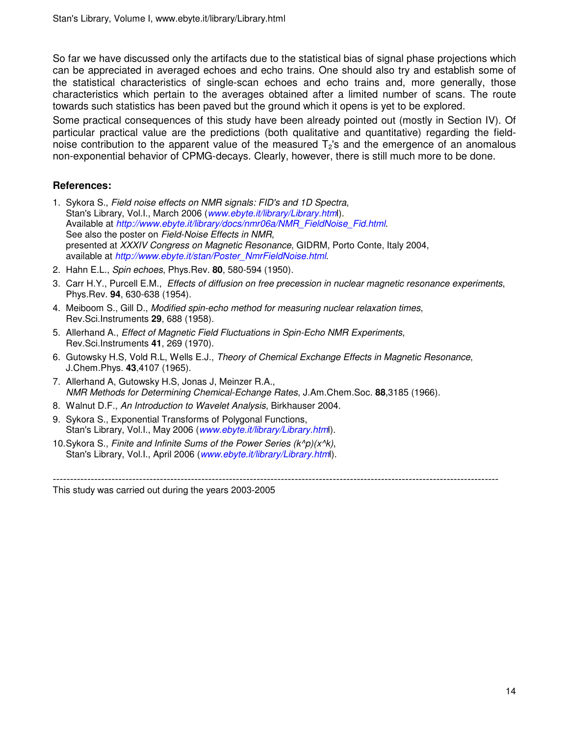So far we have discussed only the artifacts due to the statistical bias of signal phase projections which can be appreciated in averaged echoes and echo trains. One should also try and establish some of the statistical characteristics of single-scan echoes and echo trains and, more generally, those characteristics which pertain to the averages obtained after a limited number of scans. The route towards such statistics has been paved but the ground which it opens is yet to be explored.

Some practical consequences of this study have been already pointed out (mostly in Section IV). Of particular practical value are the predictions (both qualitative and quantitative) regarding the field-noise contribution to the apparent value of the measured $T_2$'s and the emergence of an anomalous non-exponential behavior of CPMG-decays. Clearly, however, there is still much more to be done.

## References:

1. Sykora S., *Field noise effects on NMR signals: FID's and 1D Spectra*, Stan's Library, Vol.I., March 2006 (*www.ebyte.it/library/Library.html*). Available at *http://www.ebyte.it/library/docs/nmr06a/NMR_FieldNoise_Fid.html*. See also the poster on *Field-Noise Effects in NMR*, presented at *XXXIV Congress on Magnetic Resonance*, GIDRM, Porto Conte, Italy 2004, available at *http://www.ebyte.it/stan/Poster_NmrFieldNoise.html*.
2. Hahn E.L., *Spin echoes*, Phys.Rev. **80**, 580-594 (1950).
3. Carr H.Y., Purcell E.M., *Effects of diffusion on free precession in nuclear magnetic resonance experiments*, Phys.Rev. **94**, 630-638 (1954).
4. Meiboom S., Gill D., *Modified spin-echo method for measuring nuclear relaxation times*, Rev.Sci.Instruments **29**, 688 (1958).
5. Allerhand A., *Effect of Magnetic Field Fluctuations in Spin-Echo NMR Experiments*, Rev.Sci.Instruments **41**, 269 (1970).
6. Gutowsky H.S, Vold R.L, Wells E.J., *Theory of Chemical Exchange Effects in Magnetic Resonance*, J.Chem.Phys. **43**,4107 (1965).
7. Allerhand A, Gutowsky H.S, Jonas J, Meinzer R.A., *NMR Methods for Determining Chemical-Echange Rates*, J.Am.Chem.Soc. **88**,3185 (1966).
8. Walnut D.F., *An Introduction to Wavelet Analysis*, Birkhauser 2004.
9. Sykora S., Exponential Transforms of Polygonal Functions, Stan's Library, Vol.I., May 2006 (*www.ebyte.it/library/Library.html*).
10. Sykora S., *Finite and Infinite Sums of the Power Series (k^p)(x^k)*, Stan's Library, Vol.I., April 2006 (*www.ebyte.it/library/Library.html*).

---

This study was carried out during the years 2003-2005